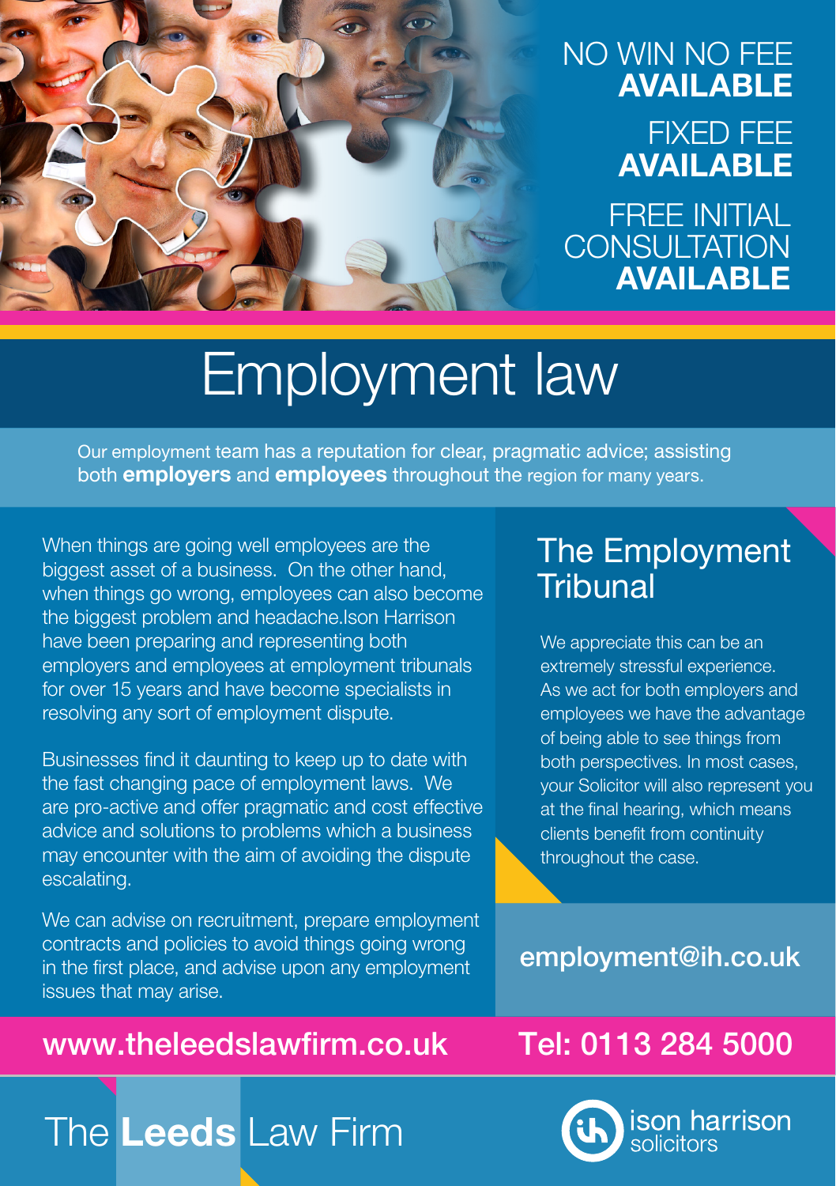NO WIN NO FEE **AVAILABLE**

FIXED FEE **AVAILABLE**

FREE INITIAL CONSULTATION **AVAILABLE**

# Employment law

Our employment team has a reputation for clear, pragmatic advice; assisting both **employers** and **employees** throughout the region for many years.

When things are going well employees are the biggest asset of a business. On the other hand, when things go wrong, employees can also become the biggest problem and headache.Ison Harrison have been preparing and representing both employers and employees at employment tribunals for over 15 years and have become specialists in resolving any sort of employment dispute.

Businesses find it daunting to keep up to date with the fast changing pace of employment laws. We are pro-active and offer pragmatic and cost effective advice and solutions to problems which a business may encounter with the aim of avoiding the dispute escalating.

We can advise on recruitment, prepare employment contracts and policies to avoid things going wrong in the first place, and advise upon any employment issues that may arise.

## The Employment Tribunal

We appreciate this can be an extremely stressful experience. As we act for both employers and employees we have the advantage of being able to see things from both perspectives. In most cases, your Solicitor will also represent you at the final hearing, which means clients benefit from continuity throughout the case.

**employment@ih.co.uk**

**www.theleedslawfirm.co.uk**

**Tel: 0113 284 5000**

The **Leeds** Law Firm

ison harrison solicitors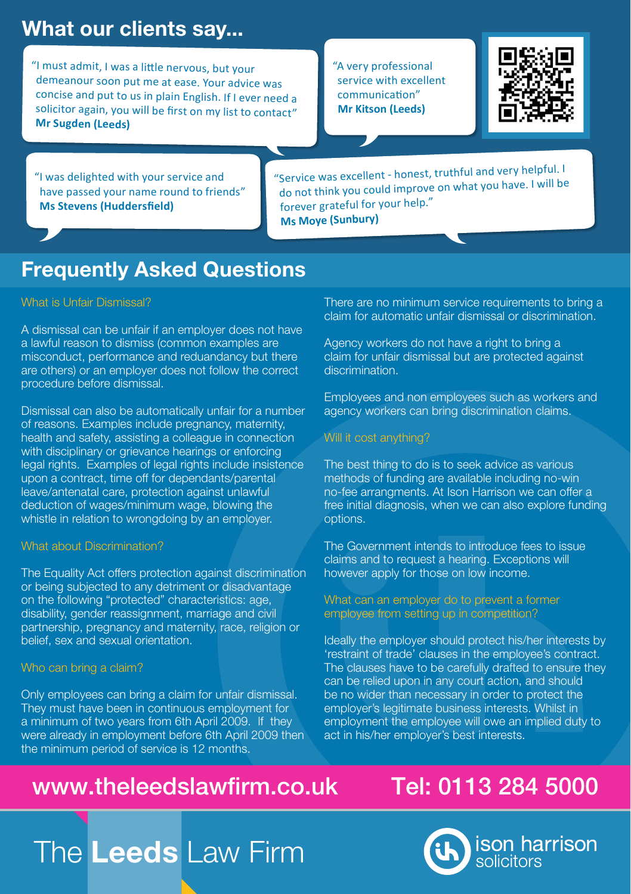## What our clients say...

"I must admit, I was a little nervous, but your demeanour soon put me at ease. Your advice was concise and put to us in plain English. If I ever need a solicitor again, you will be first on my list to contact"
**Mr Sugden (Leeds)**

"A very professional service with excellent communication"
**Mr Kitson (Leeds)**

"I was delighted with your service and have passed your name round to friends"
**Ms Stevens (Huddersfield)**

"Service was excellent - honest, truthful and very helpful. I do not think you could improve on what you have. I will be forever grateful for your help."
**Ms Moye (Sunbury)**

## Frequently Asked Questions

### What is Unfair Dismissal?

A dismissal can be unfair if an employer does not have a lawful reason to dismiss (common examples are misconduct, performance and reduandancy but there are others) or an employer does not follow the correct procedure before dismissal.

Dismissal can also be automatically unfair for a number of reasons. Examples include pregnancy, maternity, health and safety, assisting a colleague in connection with disciplinary or grievance hearings or enforcing legal rights. Examples of legal rights include insistence upon a contract, time off for dependants/parental leave/antenatal care, protection against unlawful deduction of wages/minimum wage, blowing the whistle in relation to wrongdoing by an employer.

### What about Discrimination?

The Equality Act offers protection against discrimination or being subjected to any detriment or disadvantage on the following "protected" characteristics: age, disability, gender reassignment, marriage and civil partnership, pregnancy and maternity, race, religion or belief, sex and sexual orientation.

### Who can bring a claim?

Only employees can bring a claim for unfair dismissal. They must have been in continuous employment for a minimum of two years from 6th April 2009. If they were already in employment before 6th April 2009 then the minimum period of service is 12 months.

There are no minimum service requirements to bring a claim for automatic unfair dismissal or discrimination.

Agency workers do not have a right to bring a claim for unfair dismissal but are protected against discrimination.

Employees and non employees such as workers and agency workers can bring discrimination claims.

### Will it cost anything?

The best thing to do is to seek advice as various methods of funding are available including no-win no-fee arrangments. At Ison Harrison we can offer a free initial diagnosis, when we can also explore funding options.

The Government intends to introduce fees to issue claims and to request a hearing. Exceptions will however apply for those on low income.

### What can an employer do to prevent a former employee from setting up in competition?

Ideally the employer should protect his/her interests by 'restraint of trade' clauses in the employee's contract. The clauses have to be carefully drafted to ensure they can be relied upon in any court action, and should be no wider than necessary in order to protect the employer's legitimate business interests. Whilst in employment the employee will owe an implied duty to act in his/her employer's best interests.

**www.theleedslawfirm.co.uk** | **Tel: 0113 284 5000**

The **Leeds** Law Firm

ison harrison solicitors